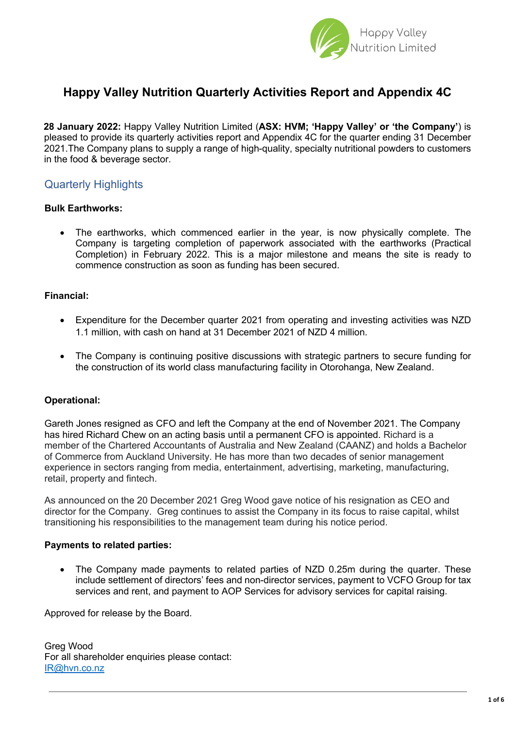Happy Valley Nutrition Limited

# Happy Valley Nutrition Quarterly Activities Report and Appendix 4C

**28 January 2022:** Happy Valley Nutrition Limited (**ASX: HVM; 'Happy Valley' or 'the Company'**) is pleased to provide its quarterly activities report and Appendix 4C for the quarter ending 31 December 2021.The Company plans to supply a range of high-quality, specialty nutritional powders to customers in the food & beverage sector.

## Quarterly Highlights

**Bulk Earthworks:**

- The earthworks, which commenced earlier in the year, is now physically complete. The Company is targeting completion of paperwork associated with the earthworks (Practical Completion) in February 2022. This is a major milestone and means the site is ready to commence construction as soon as funding has been secured.

**Financial:**

- Expenditure for the December quarter 2021 from operating and investing activities was NZD 1.1 million, with cash on hand at 31 December 2021 of NZD 4 million.
- The Company is continuing positive discussions with strategic partners to secure funding for the construction of its world class manufacturing facility in Otorohanga, New Zealand.

**Operational:**

Gareth Jones resigned as CFO and left the Company at the end of November 2021. The Company has hired Richard Chew on an acting basis until a permanent CFO is appointed. Richard is a member of the Chartered Accountants of Australia and New Zealand (CAANZ) and holds a Bachelor of Commerce from Auckland University. He has more than two decades of senior management experience in sectors ranging from media, entertainment, advertising, marketing, manufacturing, retail, property and fintech.

As announced on the 20 December 2021 Greg Wood gave notice of his resignation as CEO and director for the Company. Greg continues to assist the Company in its focus to raise capital, whilst transitioning his responsibilities to the management team during his notice period.

**Payments to related parties:**

- The Company made payments to related parties of NZD 0.25m during the quarter. These include settlement of directors' fees and non-director services, payment to VCFO Group for tax services and rent, and payment to AOP Services for advisory services for capital raising.

Approved for release by the Board.

Greg Wood
For all shareholder enquiries please contact:
IR@hvn.co.nz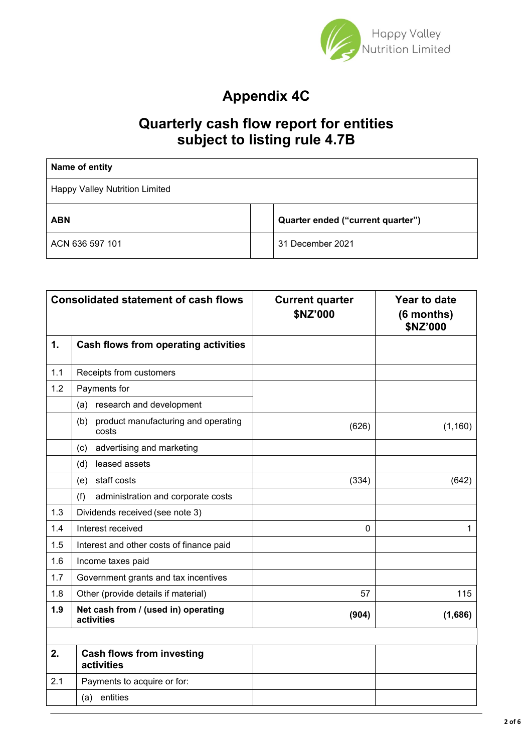# Appendix 4C

## Quarterly cash flow report for entities subject to listing rule 4.7B

| Name of entity | | |
|---|---|---|
| Happy Valley Nutrition Limited | | |
| **ABN** | | **Quarter ended ("current quarter")** |
| ACN 636 597 101 | | 31 December 2021 |

| Consolidated statement of cash flows | | Current quarter $NZ'000 | Year to date (6 months) $NZ'000 |
|---|---|---|---|
| **1.** | **Cash flows from operating activities** | | |
| 1.1 | Receipts from customers | | |
| 1.2 | Payments for | | |
| | (a) research and development | | |
| | (b) product manufacturing and operating costs | (626) | (1,160) |
| | (c) advertising and marketing | | |
| | (d) leased assets | | |
| | (e) staff costs | (334) | (642) |
| | (f) administration and corporate costs | | |
| 1.3 | Dividends received (see note 3) | | |
| 1.4 | Interest received | 0 | 1 |
| 1.5 | Interest and other costs of finance paid | | |
| 1.6 | Income taxes paid | | |
| 1.7 | Government grants and tax incentives | | |
| 1.8 | Other (provide details if material) | 57 | 115 |
| **1.9** | **Net cash from / (used in) operating activities** | **(904)** | **(1,686)** |
| | | | |
| **2.** | **Cash flows from investing activities** | | |
| 2.1 | Payments to acquire or for: | | |
| | (a) entities | | |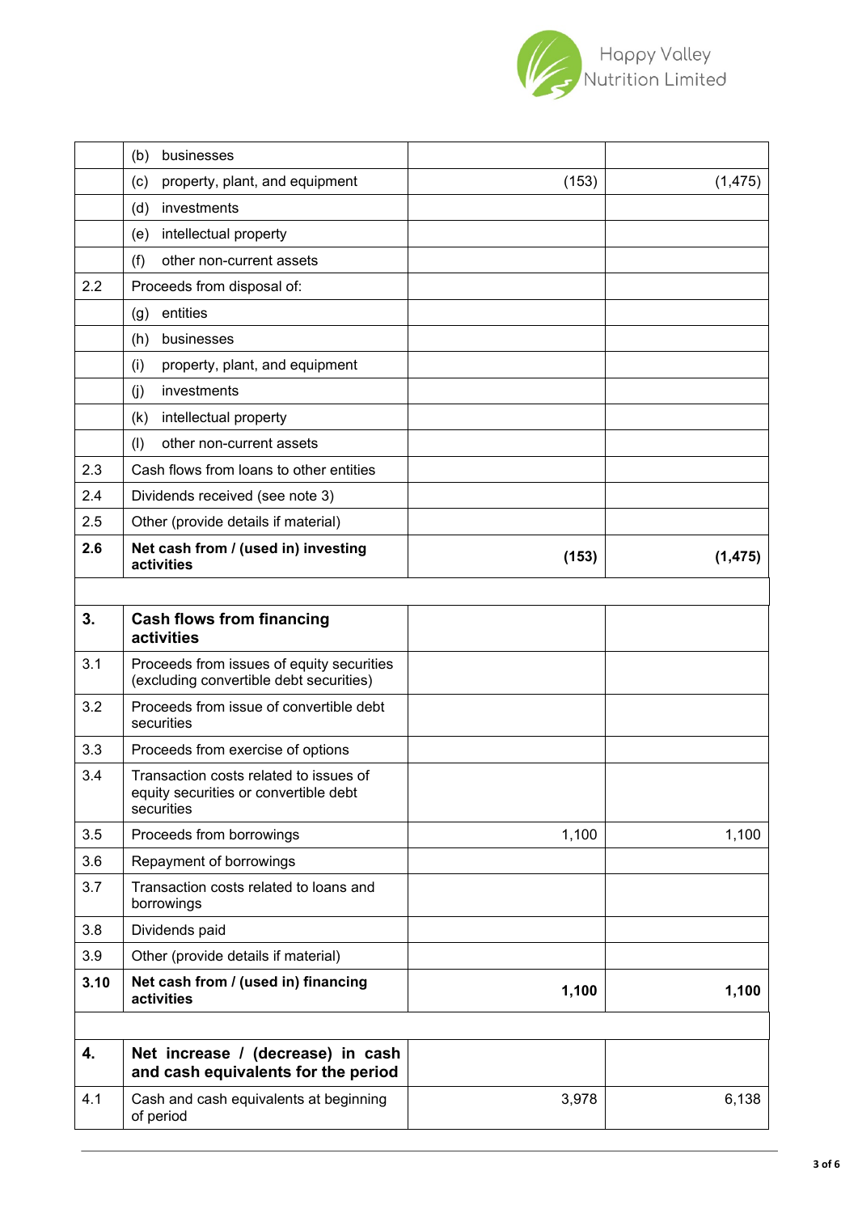|  |  |  |  |
|---|---|---|---|
|  | (b) businesses |  |  |
|  | (c) property, plant, and equipment | (153) | (1,475) |
|  | (d) investments |  |  |
|  | (e) intellectual property |  |  |
|  | (f) other non-current assets |  |  |
| 2.2 | Proceeds from disposal of: |  |  |
|  | (g) entities |  |  |
|  | (h) businesses |  |  |
|  | (i) property, plant, and equipment |  |  |
|  | (j) investments |  |  |
|  | (k) intellectual property |  |  |
|  | (l) other non-current assets |  |  |
| 2.3 | Cash flows from loans to other entities |  |  |
| 2.4 | Dividends received (see note 3) |  |  |
| 2.5 | Other (provide details if material) |  |  |
| **2.6** | **Net cash from / (used in) investing activities** | **(153)** | **(1,475)** |
|  |  |  |  |
| **3.** | **Cash flows from financing activities** |  |  |
| 3.1 | Proceeds from issues of equity securities (excluding convertible debt securities) |  |  |
| 3.2 | Proceeds from issue of convertible debt securities |  |  |
| 3.3 | Proceeds from exercise of options |  |  |
| 3.4 | Transaction costs related to issues of equity securities or convertible debt securities |  |  |
| 3.5 | Proceeds from borrowings | 1,100 | 1,100 |
| 3.6 | Repayment of borrowings |  |  |
| 3.7 | Transaction costs related to loans and borrowings |  |  |
| 3.8 | Dividends paid |  |  |
| 3.9 | Other (provide details if material) |  |  |
| **3.10** | **Net cash from / (used in) financing activities** | **1,100** | **1,100** |
|  |  |  |  |
| **4.** | **Net increase / (decrease) in cash and cash equivalents for the period** |  |  |
| 4.1 | Cash and cash equivalents at beginning of period | 3,978 | 6,138 |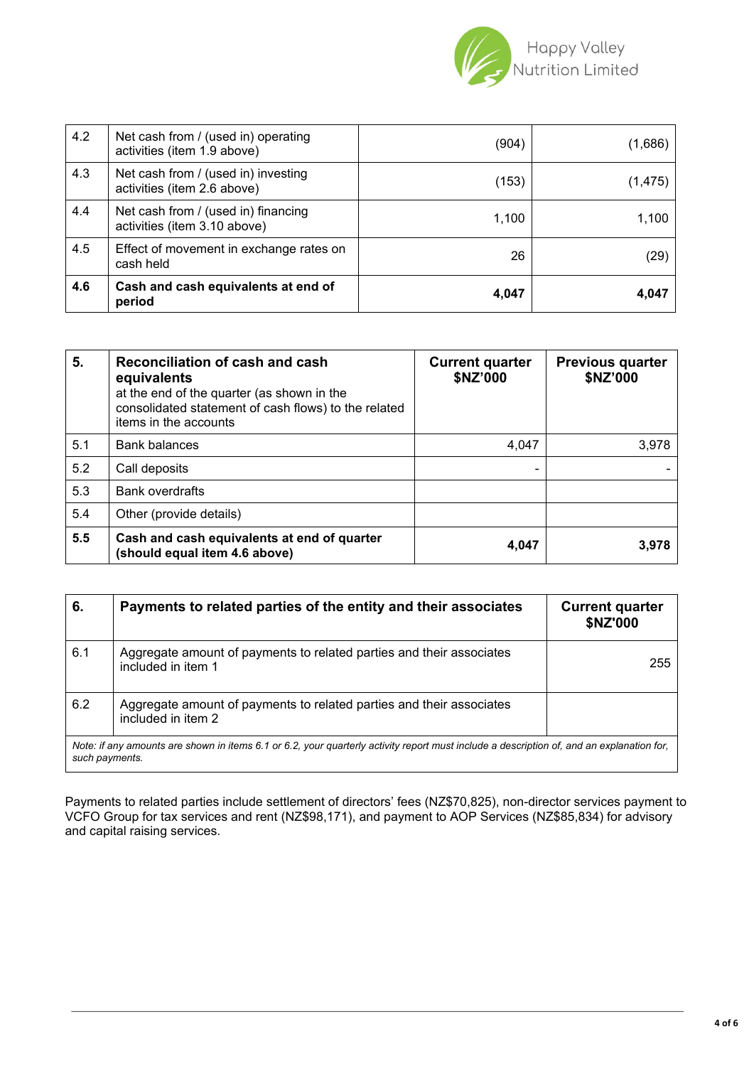| 4.2 | Net cash from / (used in) operating activities (item 1.9 above) | (904) | (1,686) |
|---|---|---|---|
| 4.3 | Net cash from / (used in) investing activities (item 2.6 above) | (153) | (1,475) |
| 4.4 | Net cash from / (used in) financing activities (item 3.10 above) | 1,100 | 1,100 |
| 4.5 | Effect of movement in exchange rates on cash held | 26 | (29) |
| **4.6** | **Cash and cash equivalents at end of period** | **4,047** | **4,047** |

| **5.** | **Reconciliation of cash and cash equivalents** at the end of the quarter (as shown in the consolidated statement of cash flows) to the related items in the accounts | **Current quarter $NZ'000** | **Previous quarter $NZ'000** |
|---|---|---|---|
| 5.1 | Bank balances | 4,047 | 3,978 |
| 5.2 | Call deposits | - | - |
| 5.3 | Bank overdrafts | | |
| 5.4 | Other (provide details) | | |
| **5.5** | **Cash and cash equivalents at end of quarter (should equal item 4.6 above)** | **4,047** | **3,978** |

| **6.** | **Payments to related parties of the entity and their associates** | **Current quarter $NZ'000** |
|---|---|---|
| 6.1 | Aggregate amount of payments to related parties and their associates included in item 1 | 255 |
| 6.2 | Aggregate amount of payments to related parties and their associates included in item 2 | |

*Note: if any amounts are shown in items 6.1 or 6.2, your quarterly activity report must include a description of, and an explanation for, such payments.*

Payments to related parties include settlement of directors' fees (NZ$70,825), non-director services payment to VCFO Group for tax services and rent (NZ$98,171), and payment to AOP Services (NZ$85,834) for advisory and capital raising services.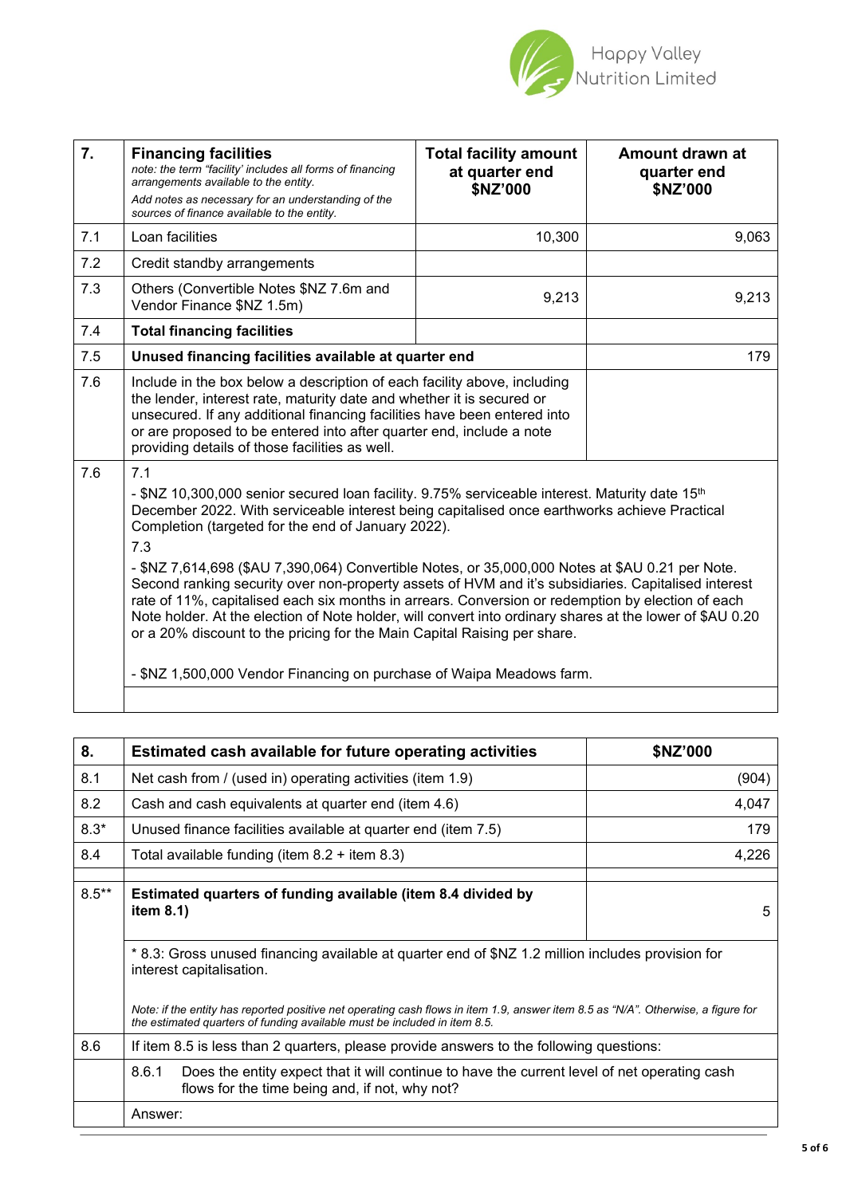| 7. | **Financing facilities** *note: the term "facility' includes all forms of financing arrangements available to the entity.* *Add notes as necessary for an understanding of the sources of finance available to the entity.* | **Total facility amount at quarter end $NZ'000** | **Amount drawn at quarter end $NZ'000** |
|---|---|---|---|
| 7.1 | Loan facilities | 10,300 | 9,063 |
| 7.2 | Credit standby arrangements | | |
| 7.3 | Others (Convertible Notes $NZ 7.6m and Vendor Finance $NZ 1.5m) | 9,213 | 9,213 |
| 7.4 | **Total financing facilities** | | |
| 7.5 | **Unused financing facilities available at quarter end** | | 179 |
| 7.6 | Include in the box below a description of each facility above, including the lender, interest rate, maturity date and whether it is secured or unsecured. If any additional financing facilities have been entered into or are proposed to be entered into after quarter end, include a note providing details of those facilities as well. | | |

7.6

7.1

- $NZ 10,300,000 senior secured loan facility. 9.75% serviceable interest. Maturity date 15th December 2022. With serviceable interest being capitalised once earthworks achieve Practical Completion (targeted for the end of January 2022).

7.3

- $NZ 7,614,698 ($AU 7,390,064) Convertible Notes, or 35,000,000 Notes at $AU 0.21 per Note. Second ranking security over non-property assets of HVM and it's subsidiaries. Capitalised interest rate of 11%, capitalised each six months in arrears. Conversion or redemption by election of each Note holder. At the election of Note holder, will convert into ordinary shares at the lower of $AU 0.20 or a 20% discount to the pricing for the Main Capital Raising per share.

- $NZ 1,500,000 Vendor Financing on purchase of Waipa Meadows farm.

| 8. | **Estimated cash available for future operating activities** | **$NZ'000** |
|---|---|---|
| 8.1 | Net cash from / (used in) operating activities (item 1.9) | (904) |
| 8.2 | Cash and cash equivalents at quarter end (item 4.6) | 4,047 |
| 8.3* | Unused finance facilities available at quarter end (item 7.5) | 179 |
| 8.4 | Total available funding (item 8.2 + item 8.3) | 4,226 |
| 8.5** | **Estimated quarters of funding available (item 8.4 divided by item 8.1)** | 5 |

\* 8.3: Gross unused financing available at quarter end of $NZ 1.2 million includes provision for interest capitalisation.

*Note: if the entity has reported positive net operating cash flows in item 1.9, answer item 8.5 as "N/A". Otherwise, a figure for the estimated quarters of funding available must be included in item 8.5.*

| 8.6 | If item 8.5 is less than 2 quarters, please provide answers to the following questions: |
|---|---|
| | 8.6.1 Does the entity expect that it will continue to have the current level of net operating cash flows for the time being and, if not, why not? |
| | Answer: |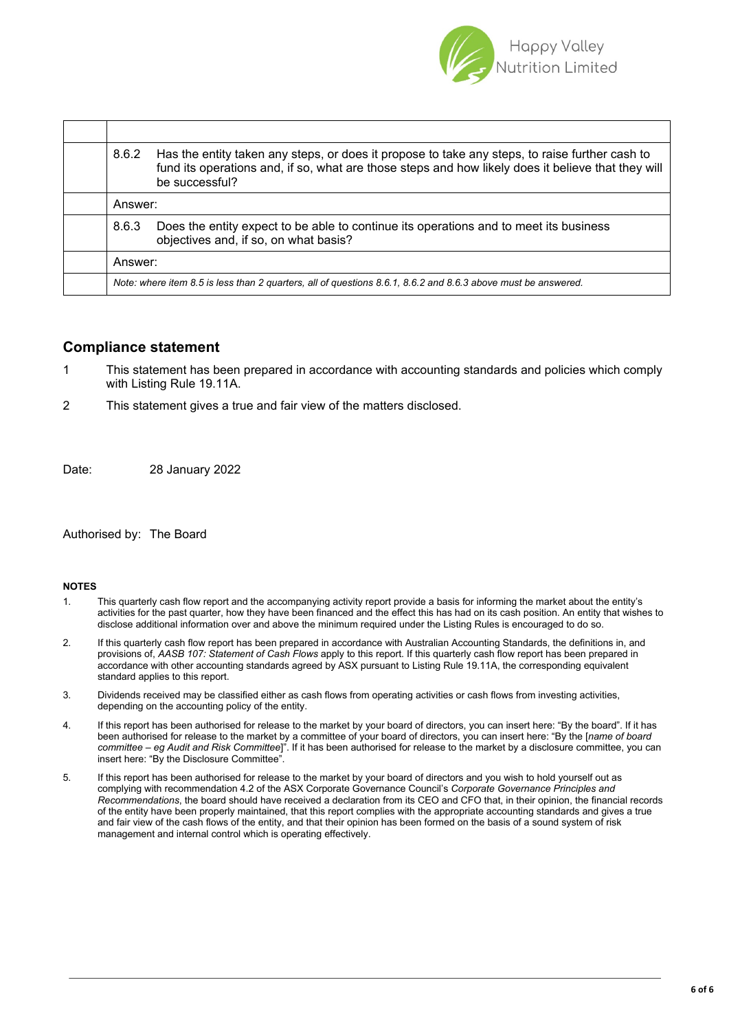| | |
|---|---|
| | |
| | 8.6.2 Has the entity taken any steps, or does it propose to take any steps, to raise further cash to fund its operations and, if so, what are those steps and how likely does it believe that they will be successful? |
| | Answer: |
| | 8.6.3 Does the entity expect to be able to continue its operations and to meet its business objectives and, if so, on what basis? |
| | Answer: |
| | *Note: where item 8.5 is less than 2 quarters, all of questions 8.6.1, 8.6.2 and 8.6.3 above must be answered.* |

## Compliance statement

1. This statement has been prepared in accordance with accounting standards and policies which comply with Listing Rule 19.11A.
2. This statement gives a true and fair view of the matters disclosed.

Date: 28 January 2022

Authorised by: The Board

**NOTES**

1. This quarterly cash flow report and the accompanying activity report provide a basis for informing the market about the entity's activities for the past quarter, how they have been financed and the effect this has had on its cash position. An entity that wishes to disclose additional information over and above the minimum required under the Listing Rules is encouraged to do so.
2. If this quarterly cash flow report has been prepared in accordance with Australian Accounting Standards, the definitions in, and provisions of, *AASB 107: Statement of Cash Flows* apply to this report. If this quarterly cash flow report has been prepared in accordance with other accounting standards agreed by ASX pursuant to Listing Rule 19.11A, the corresponding equivalent standard applies to this report.
3. Dividends received may be classified either as cash flows from operating activities or cash flows from investing activities, depending on the accounting policy of the entity.
4. If this report has been authorised for release to the market by your board of directors, you can insert here: "By the board". If it has been authorised for release to the market by a committee of your board of directors, you can insert here: "By the [*name of board committee – eg Audit and Risk Committee*]". If it has been authorised for release to the market by a disclosure committee, you can insert here: "By the Disclosure Committee".
5. If this report has been authorised for release to the market by your board of directors and you wish to hold yourself out as complying with recommendation 4.2 of the ASX Corporate Governance Council's *Corporate Governance Principles and Recommendations*, the board should have received a declaration from its CEO and CFO that, in their opinion, the financial records of the entity have been properly maintained, that this report complies with the appropriate accounting standards and gives a true and fair view of the cash flows of the entity, and that their opinion has been formed on the basis of a sound system of risk management and internal control which is operating effectively.